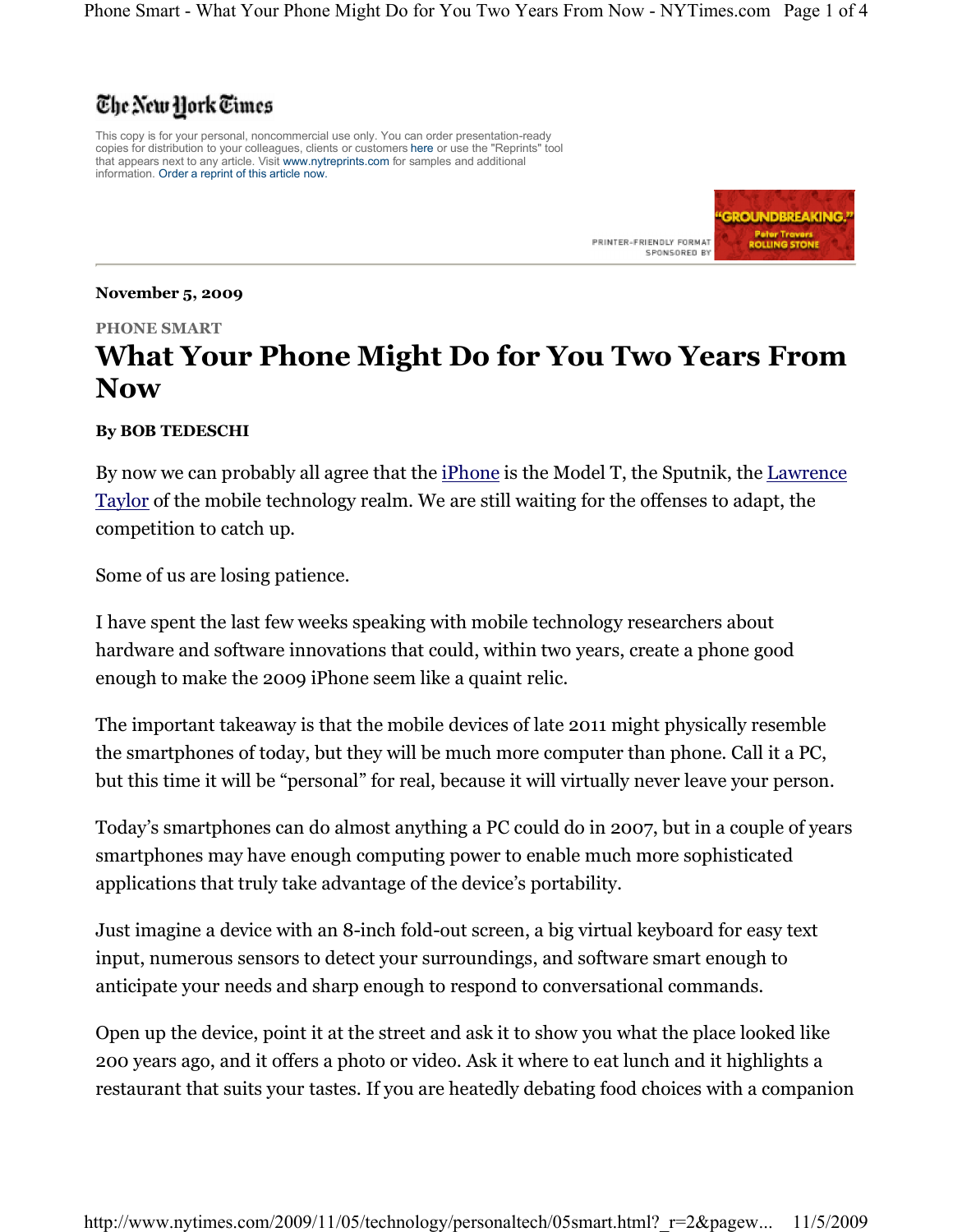The New York Times

This copy is for your personal, noncommercial use only. You can order presentation-ready copies for distribution to your colleagues, clients or customers here or use the "Reprints" tool that appears next to any article. Visit www.nytreprints.com for samples and additional information. Order a reprint of this article now.

PRINTER-FRIENDLY FORMAT SPONSORED BY

**November 5, 2009**

PHONE SMART

# What Your Phone Might Do for You Two Years From Now

**By BOB TEDESCHI**

By now we can probably all agree that the iPhone is the Model T, the Sputnik, the Lawrence Taylor of the mobile technology realm. We are still waiting for the offenses to adapt, the competition to catch up.

Some of us are losing patience.

I have spent the last few weeks speaking with mobile technology researchers about hardware and software innovations that could, within two years, create a phone good enough to make the 2009 iPhone seem like a quaint relic.

The important takeaway is that the mobile devices of late 2011 might physically resemble the smartphones of today, but they will be much more computer than phone. Call it a PC, but this time it will be "personal" for real, because it will virtually never leave your person.

Today's smartphones can do almost anything a PC could do in 2007, but in a couple of years smartphones may have enough computing power to enable much more sophisticated applications that truly take advantage of the device's portability.

Just imagine a device with an 8-inch fold-out screen, a big virtual keyboard for easy text input, numerous sensors to detect your surroundings, and software smart enough to anticipate your needs and sharp enough to respond to conversational commands.

Open up the device, point it at the street and ask it to show you what the place looked like 200 years ago, and it offers a photo or video. Ask it where to eat lunch and it highlights a restaurant that suits your tastes. If you are heatedly debating food choices with a companion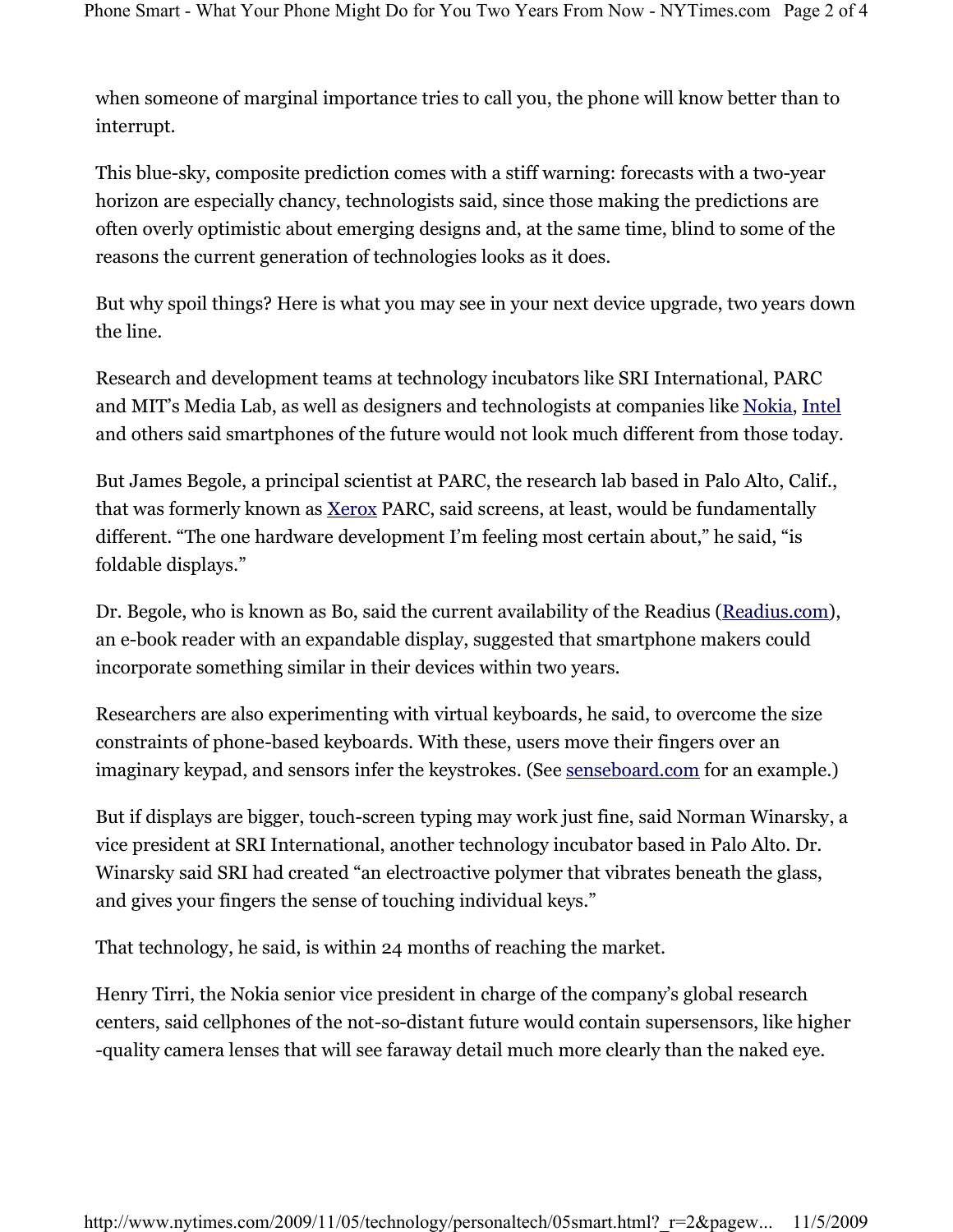when someone of marginal importance tries to call you, the phone will know better than to interrupt.

This blue-sky, composite prediction comes with a stiff warning: forecasts with a two-year horizon are especially chancy, technologists said, since those making the predictions are often overly optimistic about emerging designs and, at the same time, blind to some of the reasons the current generation of technologies looks as it does.

But why spoil things? Here is what you may see in your next device upgrade, two years down the line.

Research and development teams at technology incubators like SRI International, PARC and MIT's Media Lab, as well as designers and technologists at companies like Nokia, Intel and others said smartphones of the future would not look much different from those today.

But James Begole, a principal scientist at PARC, the research lab based in Palo Alto, Calif., that was formerly known as Xerox PARC, said screens, at least, would be fundamentally different. "The one hardware development I'm feeling most certain about," he said, "is foldable displays."

Dr. Begole, who is known as Bo, said the current availability of the Readius (Readius.com), an e-book reader with an expandable display, suggested that smartphone makers could incorporate something similar in their devices within two years.

Researchers are also experimenting with virtual keyboards, he said, to overcome the size constraints of phone-based keyboards. With these, users move their fingers over an imaginary keypad, and sensors infer the keystrokes. (See senseboard.com for an example.)

But if displays are bigger, touch-screen typing may work just fine, said Norman Winarsky, a vice president at SRI International, another technology incubator based in Palo Alto. Dr. Winarsky said SRI had created "an electroactive polymer that vibrates beneath the glass, and gives your fingers the sense of touching individual keys."

That technology, he said, is within 24 months of reaching the market.

Henry Tirri, the Nokia senior vice president in charge of the company's global research centers, said cellphones of the not-so-distant future would contain supersensors, like higher -quality camera lenses that will see faraway detail much more clearly than the naked eye.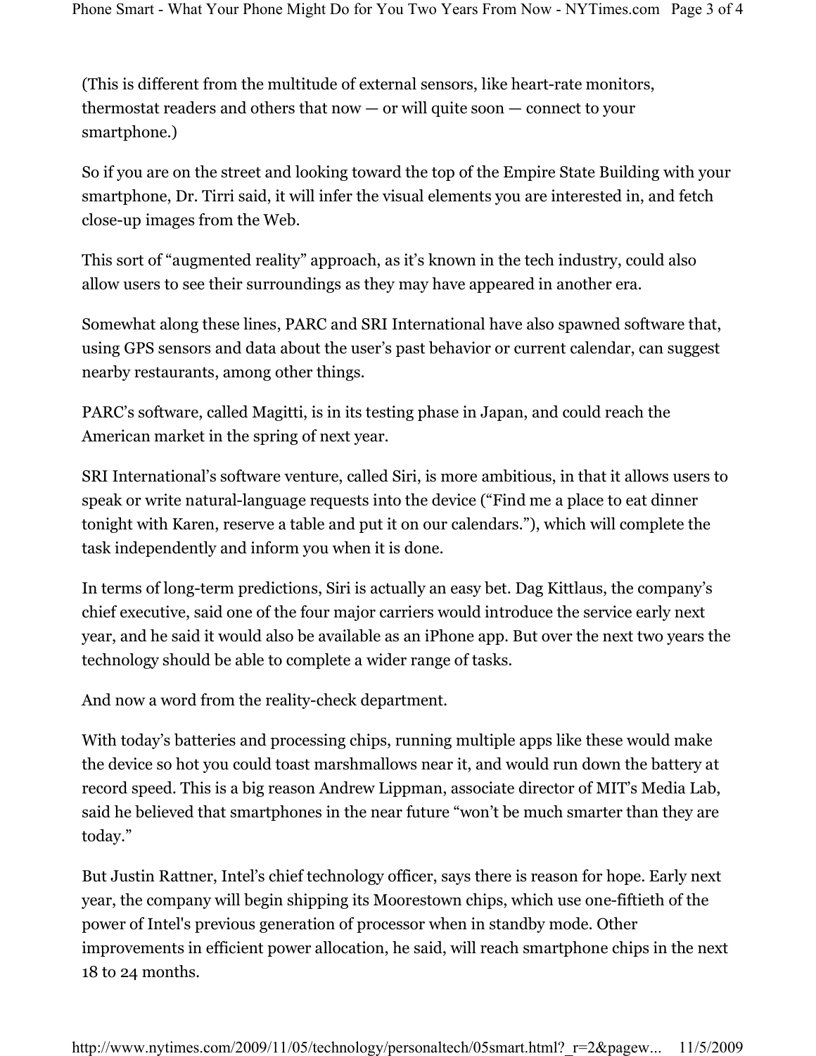(This is different from the multitude of external sensors, like heart-rate monitors, thermostat readers and others that now — or will quite soon — connect to your smartphone.)

So if you are on the street and looking toward the top of the Empire State Building with your smartphone, Dr. Tirri said, it will infer the visual elements you are interested in, and fetch close-up images from the Web.

This sort of "augmented reality" approach, as it's known in the tech industry, could also allow users to see their surroundings as they may have appeared in another era.

Somewhat along these lines, PARC and SRI International have also spawned software that, using GPS sensors and data about the user's past behavior or current calendar, can suggest nearby restaurants, among other things.

PARC's software, called Magitti, is in its testing phase in Japan, and could reach the American market in the spring of next year.

SRI International's software venture, called Siri, is more ambitious, in that it allows users to speak or write natural-language requests into the device ("Find me a place to eat dinner tonight with Karen, reserve a table and put it on our calendars."), which will complete the task independently and inform you when it is done.

In terms of long-term predictions, Siri is actually an easy bet. Dag Kittlaus, the company's chief executive, said one of the four major carriers would introduce the service early next year, and he said it would also be available as an iPhone app. But over the next two years the technology should be able to complete a wider range of tasks.

And now a word from the reality-check department.

With today's batteries and processing chips, running multiple apps like these would make the device so hot you could toast marshmallows near it, and would run down the battery at record speed. This is a big reason Andrew Lippman, associate director of MIT's Media Lab, said he believed that smartphones in the near future "won't be much smarter than they are today."

But Justin Rattner, Intel's chief technology officer, says there is reason for hope. Early next year, the company will begin shipping its Moorestown chips, which use one-fiftieth of the power of Intel's previous generation of processor when in standby mode. Other improvements in efficient power allocation, he said, will reach smartphone chips in the next 18 to 24 months.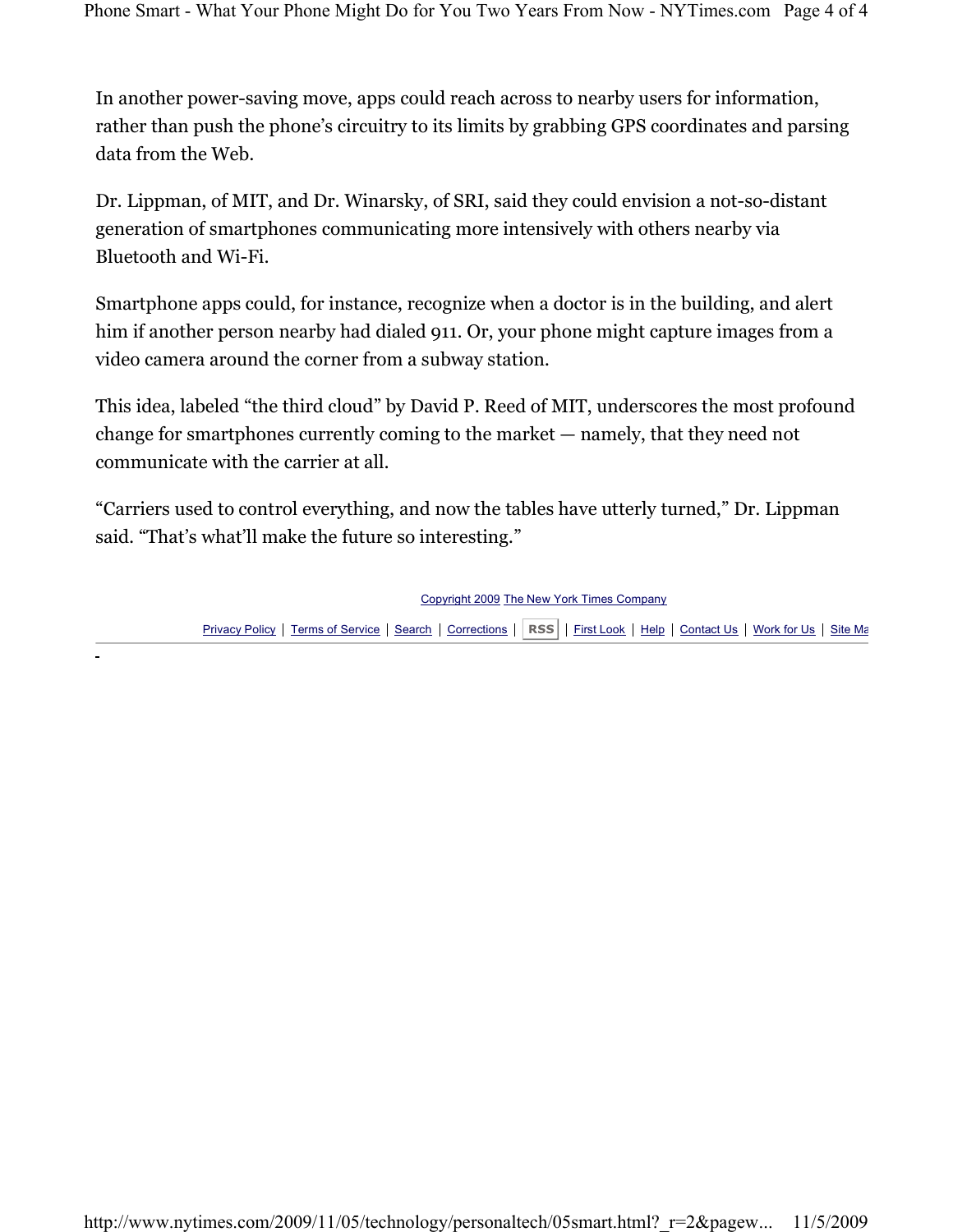In another power-saving move, apps could reach across to nearby users for information, rather than push the phone's circuitry to its limits by grabbing GPS coordinates and parsing data from the Web.

Dr. Lippman, of MIT, and Dr. Winarsky, of SRI, said they could envision a not-so-distant generation of smartphones communicating more intensively with others nearby via Bluetooth and Wi-Fi.

Smartphone apps could, for instance, recognize when a doctor is in the building, and alert him if another person nearby had dialed 911. Or, your phone might capture images from a video camera around the corner from a subway station.

This idea, labeled "the third cloud" by David P. Reed of MIT, underscores the most profound change for smartphones currently coming to the market — namely, that they need not communicate with the carrier at all.

"Carriers used to control everything, and now the tables have utterly turned," Dr. Lippman said. "That's what'll make the future so interesting."

Copyright 2009 The New York Times Company

Privacy Policy | Terms of Service | Search | Corrections | RSS | First Look | Help | Contact Us | Work for Us | Site Ma